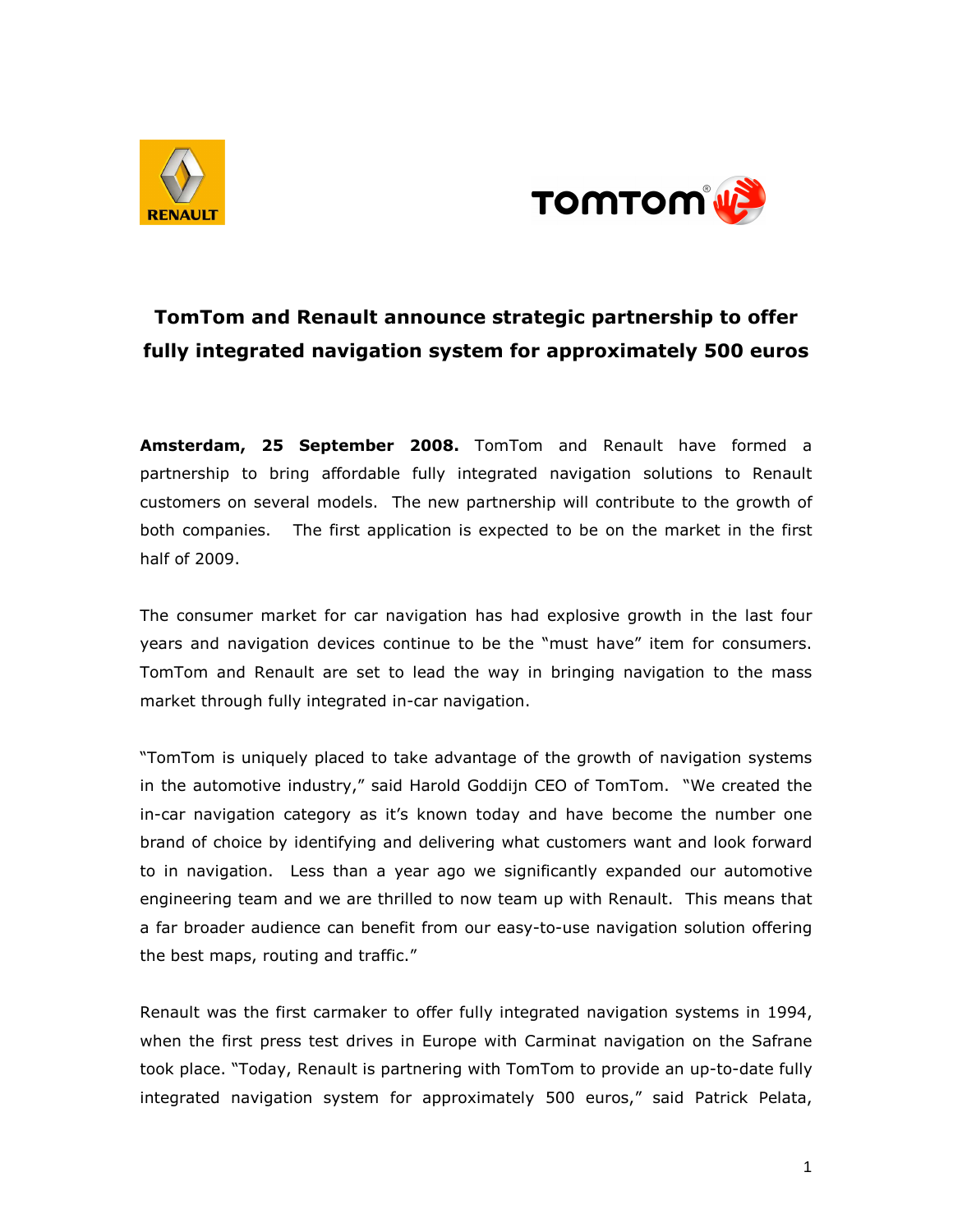# TomTom and Renault announce strategic partnership to offer fully integrated navigation system for approximately 500 euros

**Amsterdam, 25 September 2008.** TomTom and Renault have formed a partnership to bring affordable fully integrated navigation solutions to Renault customers on several models. The new partnership will contribute to the growth of both companies. The first application is expected to be on the market in the first half of 2009.

The consumer market for car navigation has had explosive growth in the last four years and navigation devices continue to be the "must have" item for consumers. TomTom and Renault are set to lead the way in bringing navigation to the mass market through fully integrated in-car navigation.

"TomTom is uniquely placed to take advantage of the growth of navigation systems in the automotive industry," said Harold Goddijn CEO of TomTom. "We created the in-car navigation category as it's known today and have become the number one brand of choice by identifying and delivering what customers want and look forward to in navigation. Less than a year ago we significantly expanded our automotive engineering team and we are thrilled to now team up with Renault. This means that a far broader audience can benefit from our easy-to-use navigation solution offering the best maps, routing and traffic."

Renault was the first carmaker to offer fully integrated navigation systems in 1994, when the first press test drives in Europe with Carminat navigation on the Safrane took place. "Today, Renault is partnering with TomTom to provide an up-to-date fully integrated navigation system for approximately 500 euros," said Patrick Pelata,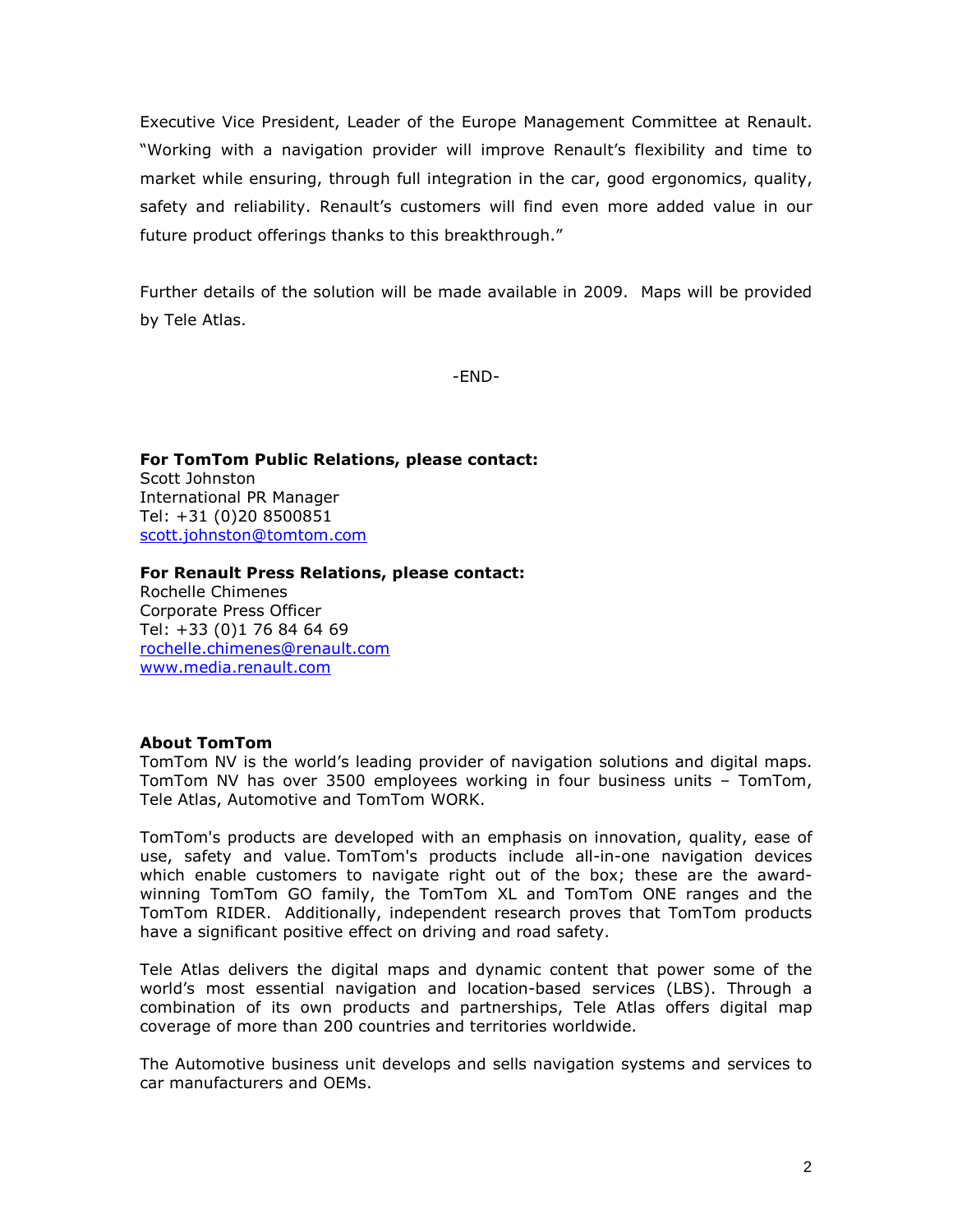Executive Vice President, Leader of the Europe Management Committee at Renault. "Working with a navigation provider will improve Renault's flexibility and time to market while ensuring, through full integration in the car, good ergonomics, quality, safety and reliability. Renault's customers will find even more added value in our future product offerings thanks to this breakthrough."

Further details of the solution will be made available in 2009. Maps will be provided by Tele Atlas.

-END-

**For TomTom Public Relations, please contact:**
Scott Johnston
International PR Manager
Tel: +31 (0)20 8500851
scott.johnston@tomtom.com

**For Renault Press Relations, please contact:**
Rochelle Chimenes
Corporate Press Officer
Tel: +33 (0)1 76 84 64 69
rochelle.chimenes@renault.com
www.media.renault.com

**About TomTom**
TomTom NV is the world's leading provider of navigation solutions and digital maps. TomTom NV has over 3500 employees working in four business units – TomTom, Tele Atlas, Automotive and TomTom WORK.

TomTom's products are developed with an emphasis on innovation, quality, ease of use, safety and value. TomTom's products include all-in-one navigation devices which enable customers to navigate right out of the box; these are the award-winning TomTom GO family, the TomTom XL and TomTom ONE ranges and the TomTom RIDER. Additionally, independent research proves that TomTom products have a significant positive effect on driving and road safety.

Tele Atlas delivers the digital maps and dynamic content that power some of the world's most essential navigation and location-based services (LBS). Through a combination of its own products and partnerships, Tele Atlas offers digital map coverage of more than 200 countries and territories worldwide.

The Automotive business unit develops and sells navigation systems and services to car manufacturers and OEMs.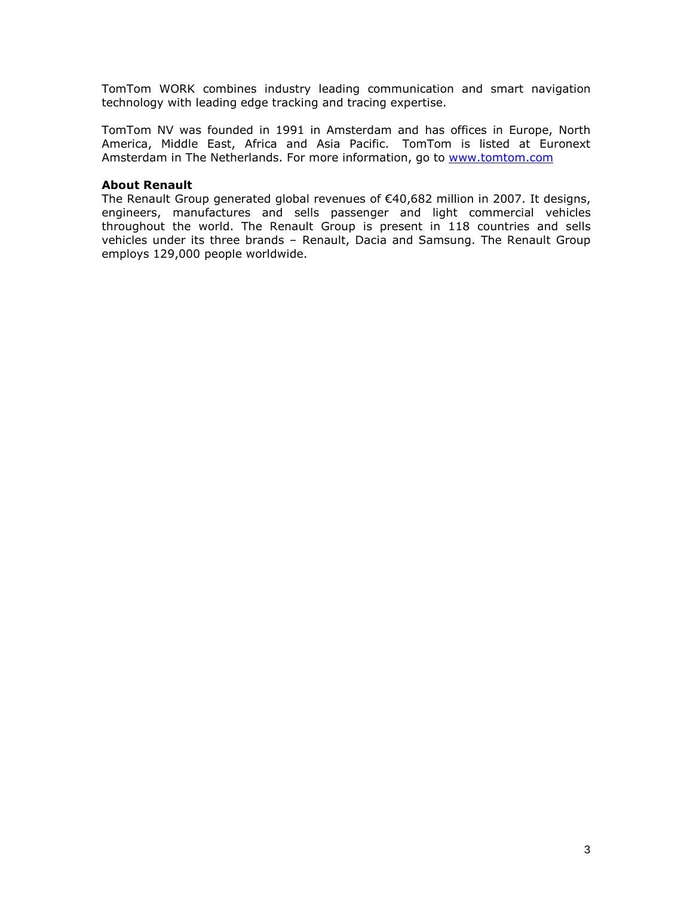TomTom WORK combines industry leading communication and smart navigation technology with leading edge tracking and tracing expertise.

TomTom NV was founded in 1991 in Amsterdam and has offices in Europe, North America, Middle East, Africa and Asia Pacific. TomTom is listed at Euronext Amsterdam in The Netherlands. For more information, go to [www.tomtom.com](http://www.tomtom.com)

**About Renault**

The Renault Group generated global revenues of €40,682 million in 2007. It designs, engineers, manufactures and sells passenger and light commercial vehicles throughout the world. The Renault Group is present in 118 countries and sells vehicles under its three brands – Renault, Dacia and Samsung. The Renault Group employs 129,000 people worldwide.